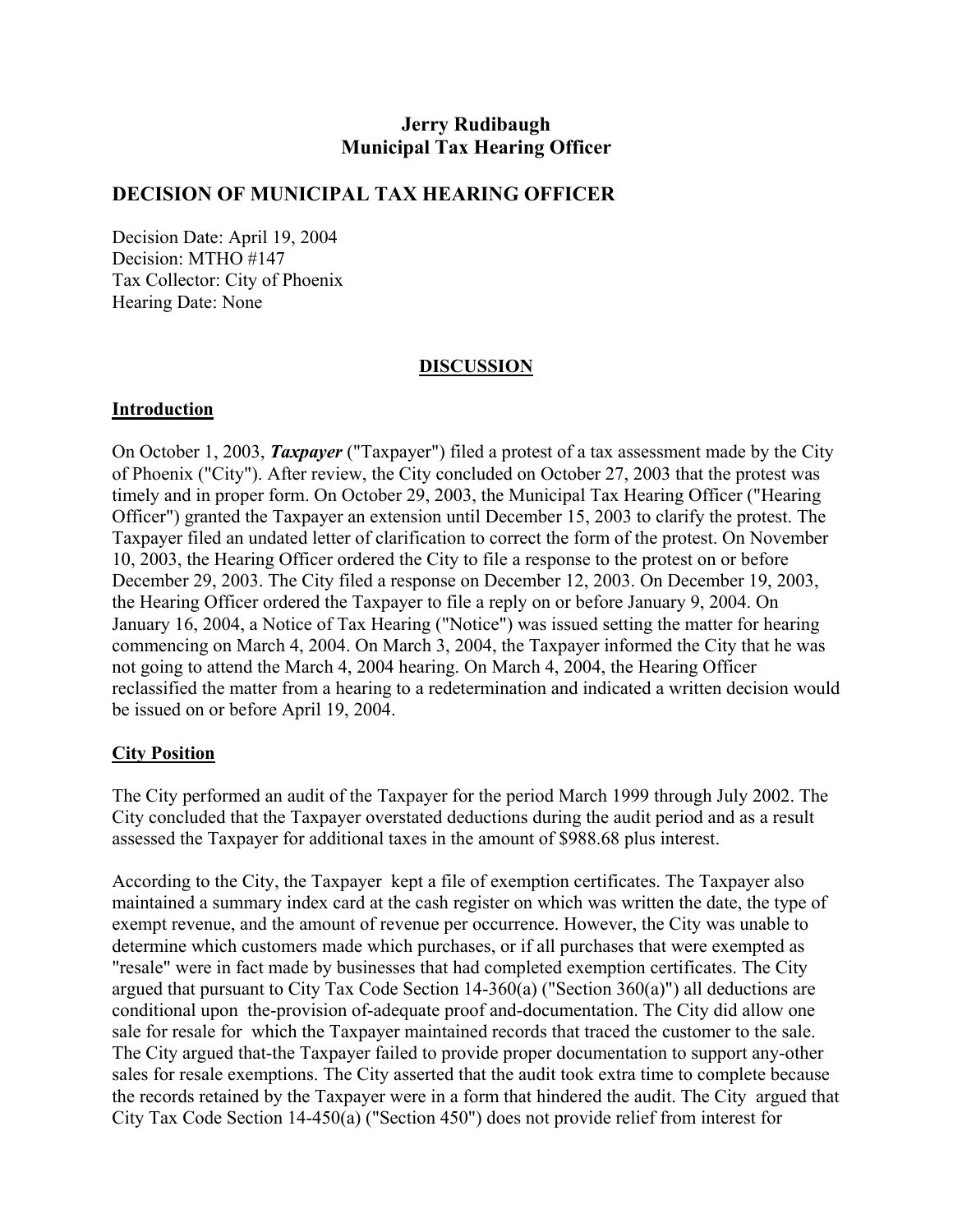**Jerry Rudibaugh**
**Municipal Tax Hearing Officer**

## DECISION OF MUNICIPAL TAX HEARING OFFICER

Decision Date: April 19, 2004
Decision: MTHO #147
Tax Collector: City of Phoenix
Hearing Date: None

### DISCUSSION

#### Introduction

On October 1, 2003, ***Taxpayer*** ("Taxpayer") filed a protest of a tax assessment made by the City of Phoenix ("City"). After review, the City concluded on October 27, 2003 that the protest was timely and in proper form. On October 29, 2003, the Municipal Tax Hearing Officer ("Hearing Officer") granted the Taxpayer an extension until December 15, 2003 to clarify the protest. The Taxpayer filed an undated letter of clarification to correct the form of the protest. On November 10, 2003, the Hearing Officer ordered the City to file a response to the protest on or before December 29, 2003. The City filed a response on December 12, 2003. On December 19, 2003, the Hearing Officer ordered the Taxpayer to file a reply on or before January 9, 2004. On January 16, 2004, a Notice of Tax Hearing ("Notice") was issued setting the matter for hearing commencing on March 4, 2004. On March 3, 2004, the Taxpayer informed the City that he was not going to attend the March 4, 2004 hearing. On March 4, 2004, the Hearing Officer reclassified the matter from a hearing to a redetermination and indicated a written decision would be issued on or before April 19, 2004.

#### City Position

The City performed an audit of the Taxpayer for the period March 1999 through July 2002. The City concluded that the Taxpayer overstated deductions during the audit period and as a result assessed the Taxpayer for additional taxes in the amount of $988.68 plus interest.

According to the City, the Taxpayer kept a file of exemption certificates. The Taxpayer also maintained a summary index card at the cash register on which was written the date, the type of exempt revenue, and the amount of revenue per occurrence. However, the City was unable to determine which customers made which purchases, or if all purchases that were exempted as "resale" were in fact made by businesses that had completed exemption certificates. The City argued that pursuant to City Tax Code Section 14-360(a) ("Section 360(a)") all deductions are conditional upon the-provision of-adequate proof and-documentation. The City did allow one sale for resale for which the Taxpayer maintained records that traced the customer to the sale. The City argued that-the Taxpayer failed to provide proper documentation to support any-other sales for resale exemptions. The City asserted that the audit took extra time to complete because the records retained by the Taxpayer were in a form that hindered the audit. The City argued that City Tax Code Section 14-450(a) ("Section 450") does not provide relief from interest for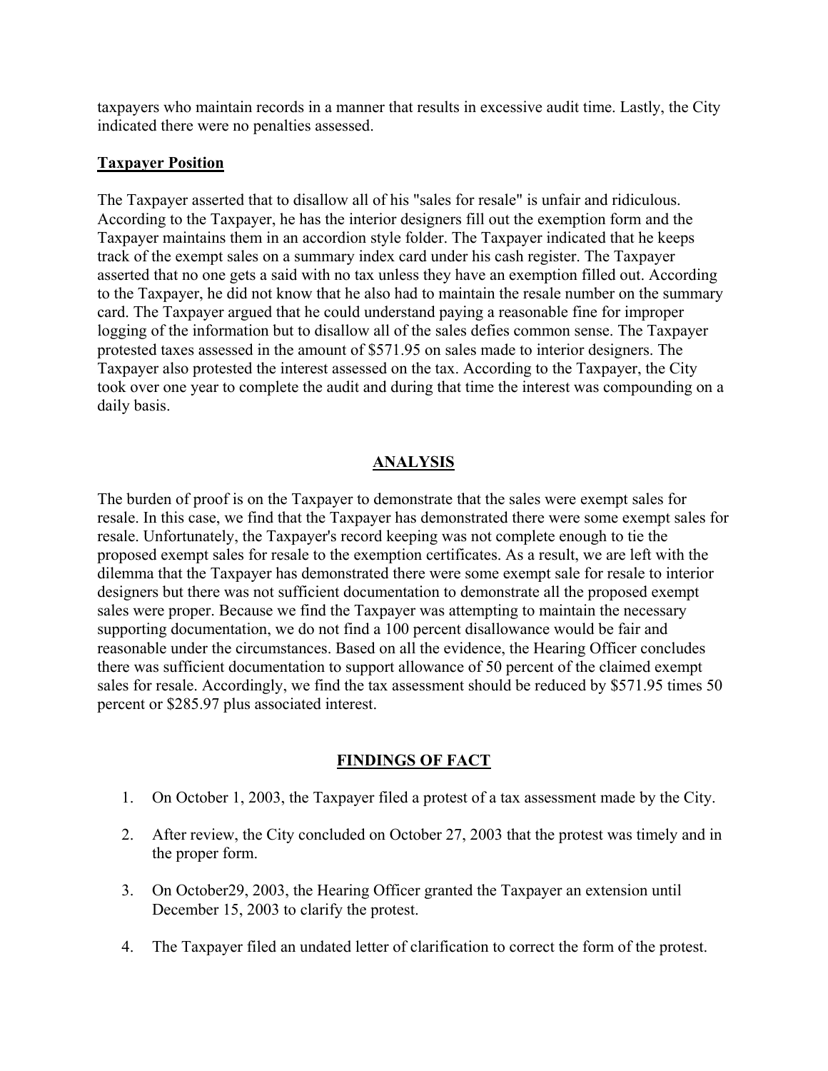taxpayers who maintain records in a manner that results in excessive audit time. Lastly, the City indicated there were no penalties assessed.

**Taxpayer Position**

The Taxpayer asserted that to disallow all of his "sales for resale" is unfair and ridiculous. According to the Taxpayer, he has the interior designers fill out the exemption form and the Taxpayer maintains them in an accordion style folder. The Taxpayer indicated that he keeps track of the exempt sales on a summary index card under his cash register. The Taxpayer asserted that no one gets a said with no tax unless they have an exemption filled out. According to the Taxpayer, he did not know that he also had to maintain the resale number on the summary card. The Taxpayer argued that he could understand paying a reasonable fine for improper logging of the information but to disallow all of the sales defies common sense. The Taxpayer protested taxes assessed in the amount of $571.95 on sales made to interior designers. The Taxpayer also protested the interest assessed on the tax. According to the Taxpayer, the City took over one year to complete the audit and during that time the interest was compounding on a daily basis.

## ANALYSIS

The burden of proof is on the Taxpayer to demonstrate that the sales were exempt sales for resale. In this case, we find that the Taxpayer has demonstrated there were some exempt sales for resale. Unfortunately, the Taxpayer's record keeping was not complete enough to tie the proposed exempt sales for resale to the exemption certificates. As a result, we are left with the dilemma that the Taxpayer has demonstrated there were some exempt sale for resale to interior designers but there was not sufficient documentation to demonstrate all the proposed exempt sales were proper. Because we find the Taxpayer was attempting to maintain the necessary supporting documentation, we do not find a 100 percent disallowance would be fair and reasonable under the circumstances. Based on all the evidence, the Hearing Officer concludes there was sufficient documentation to support allowance of 50 percent of the claimed exempt sales for resale. Accordingly, we find the tax assessment should be reduced by $571.95 times 50 percent or $285.97 plus associated interest.

## FINDINGS OF FACT

1. On October 1, 2003, the Taxpayer filed a protest of a tax assessment made by the City.
2. After review, the City concluded on October 27, 2003 that the protest was timely and in the proper form.
3. On October29, 2003, the Hearing Officer granted the Taxpayer an extension until December 15, 2003 to clarify the protest.
4. The Taxpayer filed an undated letter of clarification to correct the form of the protest.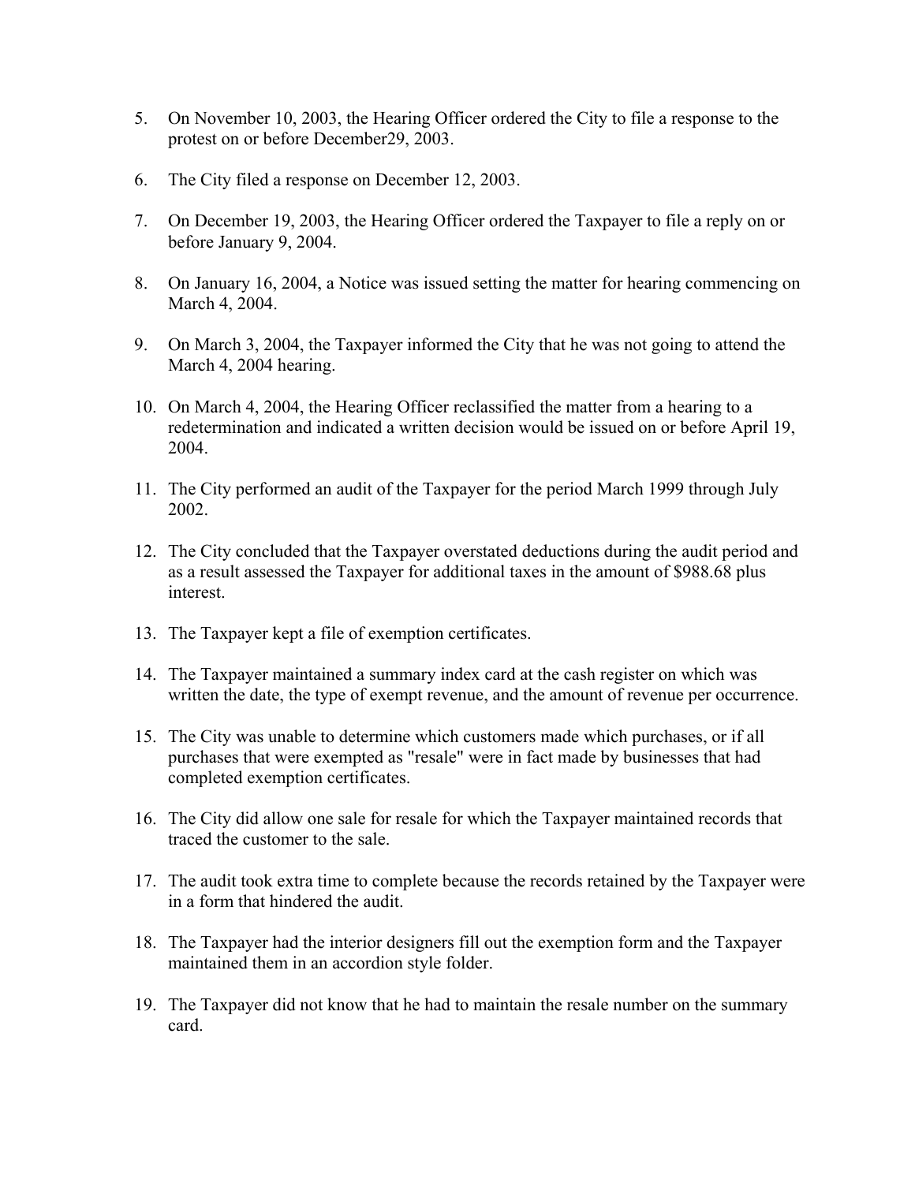5. On November 10, 2003, the Hearing Officer ordered the City to file a response to the protest on or before December29, 2003.

6. The City filed a response on December 12, 2003.

7. On December 19, 2003, the Hearing Officer ordered the Taxpayer to file a reply on or before January 9, 2004.

8. On January 16, 2004, a Notice was issued setting the matter for hearing commencing on March 4, 2004.

9. On March 3, 2004, the Taxpayer informed the City that he was not going to attend the March 4, 2004 hearing.

10. On March 4, 2004, the Hearing Officer reclassified the matter from a hearing to a redetermination and indicated a written decision would be issued on or before April 19, 2004.

11. The City performed an audit of the Taxpayer for the period March 1999 through July 2002.

12. The City concluded that the Taxpayer overstated deductions during the audit period and as a result assessed the Taxpayer for additional taxes in the amount of $988.68 plus interest.

13. The Taxpayer kept a file of exemption certificates.

14. The Taxpayer maintained a summary index card at the cash register on which was written the date, the type of exempt revenue, and the amount of revenue per occurrence.

15. The City was unable to determine which customers made which purchases, or if all purchases that were exempted as "resale" were in fact made by businesses that had completed exemption certificates.

16. The City did allow one sale for resale for which the Taxpayer maintained records that traced the customer to the sale.

17. The audit took extra time to complete because the records retained by the Taxpayer were in a form that hindered the audit.

18. The Taxpayer had the interior designers fill out the exemption form and the Taxpayer maintained them in an accordion style folder.

19. The Taxpayer did not know that he had to maintain the resale number on the summary card.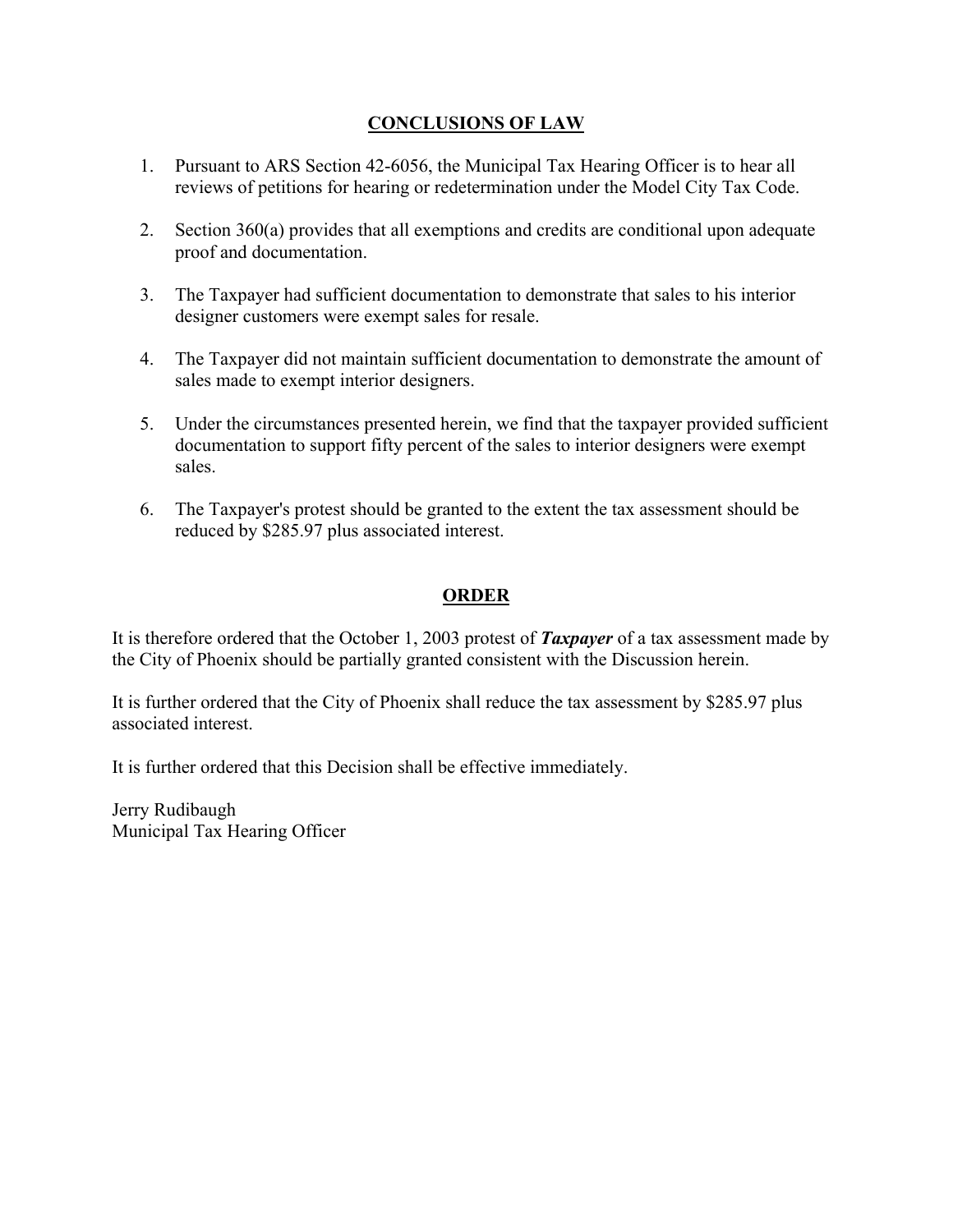## CONCLUSIONS OF LAW

1. Pursuant to ARS Section 42-6056, the Municipal Tax Hearing Officer is to hear all reviews of petitions for hearing or redetermination under the Model City Tax Code.

2. Section 360(a) provides that all exemptions and credits are conditional upon adequate proof and documentation.

3. The Taxpayer had sufficient documentation to demonstrate that sales to his interior designer customers were exempt sales for resale.

4. The Taxpayer did not maintain sufficient documentation to demonstrate the amount of sales made to exempt interior designers.

5. Under the circumstances presented herein, we find that the taxpayer provided sufficient documentation to support fifty percent of the sales to interior designers were exempt sales.

6. The Taxpayer's protest should be granted to the extent the tax assessment should be reduced by $285.97 plus associated interest.

## ORDER

It is therefore ordered that the October 1, 2003 protest of ***Taxpayer*** of a tax assessment made by the City of Phoenix should be partially granted consistent with the Discussion herein.

It is further ordered that the City of Phoenix shall reduce the tax assessment by $285.97 plus associated interest.

It is further ordered that this Decision shall be effective immediately.

Jerry Rudibaugh
Municipal Tax Hearing Officer